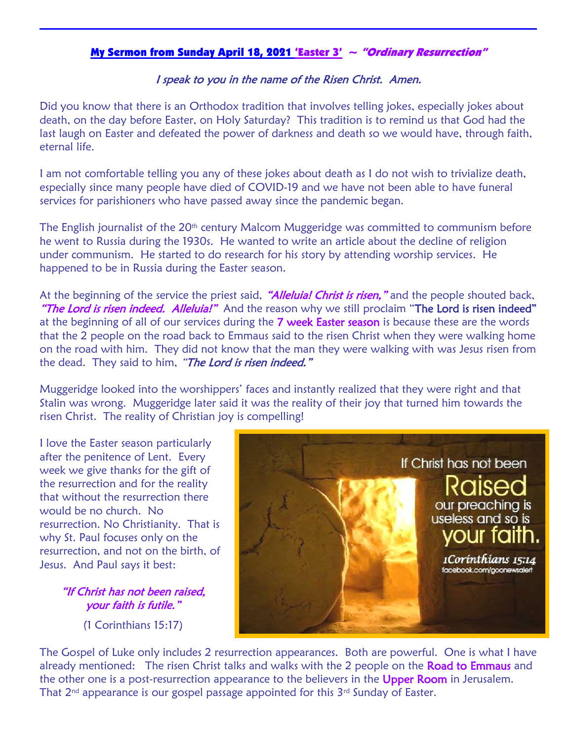## My Sermon from Sunday April 18, 2021 'Easter 3' ~ *"Ordinary Resurrection"*

*I speak to you in the name of the Risen Christ. Amen.*

Did you know that there is an Orthodox tradition that involves telling jokes, especially jokes about death, on the day before Easter, on Holy Saturday? This tradition is to remind us that God had the last laugh on Easter and defeated the power of darkness and death so we would have, through faith, eternal life.

I am not comfortable telling you any of these jokes about death as I do not wish to trivialize death, especially since many people have died of COVID-19 and we have not been able to have funeral services for parishioners who have passed away since the pandemic began.

The English journalist of the 20th century Malcom Muggeridge was committed to communism before he went to Russia during the 1930s. He wanted to write an article about the decline of religion under communism. He started to do research for his story by attending worship services. He happened to be in Russia during the Easter season.

At the beginning of the service the priest said, *"Alleluia! Christ is risen,"* and the people shouted back, *"The Lord is risen indeed. Alleluia!"* And the reason why we still proclaim "The Lord is risen indeed" at the beginning of all of our services during the 7 week Easter season is because these are the words that the 2 people on the road back to Emmaus said to the risen Christ when they were walking home on the road with him. They did not know that the man they were walking with was Jesus risen from the dead. They said to him, *"The Lord is risen indeed."*

Muggeridge looked into the worshippers' faces and instantly realized that they were right and that Stalin was wrong. Muggeridge later said it was the reality of their joy that turned him towards the risen Christ. The reality of Christian joy is compelling!

I love the Easter season particularly after the penitence of Lent. Every week we give thanks for the gift of the resurrection and for the reality that without the resurrection there would be no church. No resurrection. No Christianity. That is why St. Paul focuses only on the resurrection, and not on the birth, of Jesus. And Paul says it best:

> *"If Christ has not been raised, your faith is futile."*
>
> (1 Corinthians 15:17)

If Christ has not been Raised our preaching is useless and so is your faith. 1Corinthians 15:14 facebook.com/goonewsalert

The Gospel of Luke only includes 2 resurrection appearances. Both are powerful. One is what I have already mentioned: The risen Christ talks and walks with the 2 people on the Road to Emmaus and the other one is a post-resurrection appearance to the believers in the Upper Room in Jerusalem. That 2nd appearance is our gospel passage appointed for this 3rd Sunday of Easter.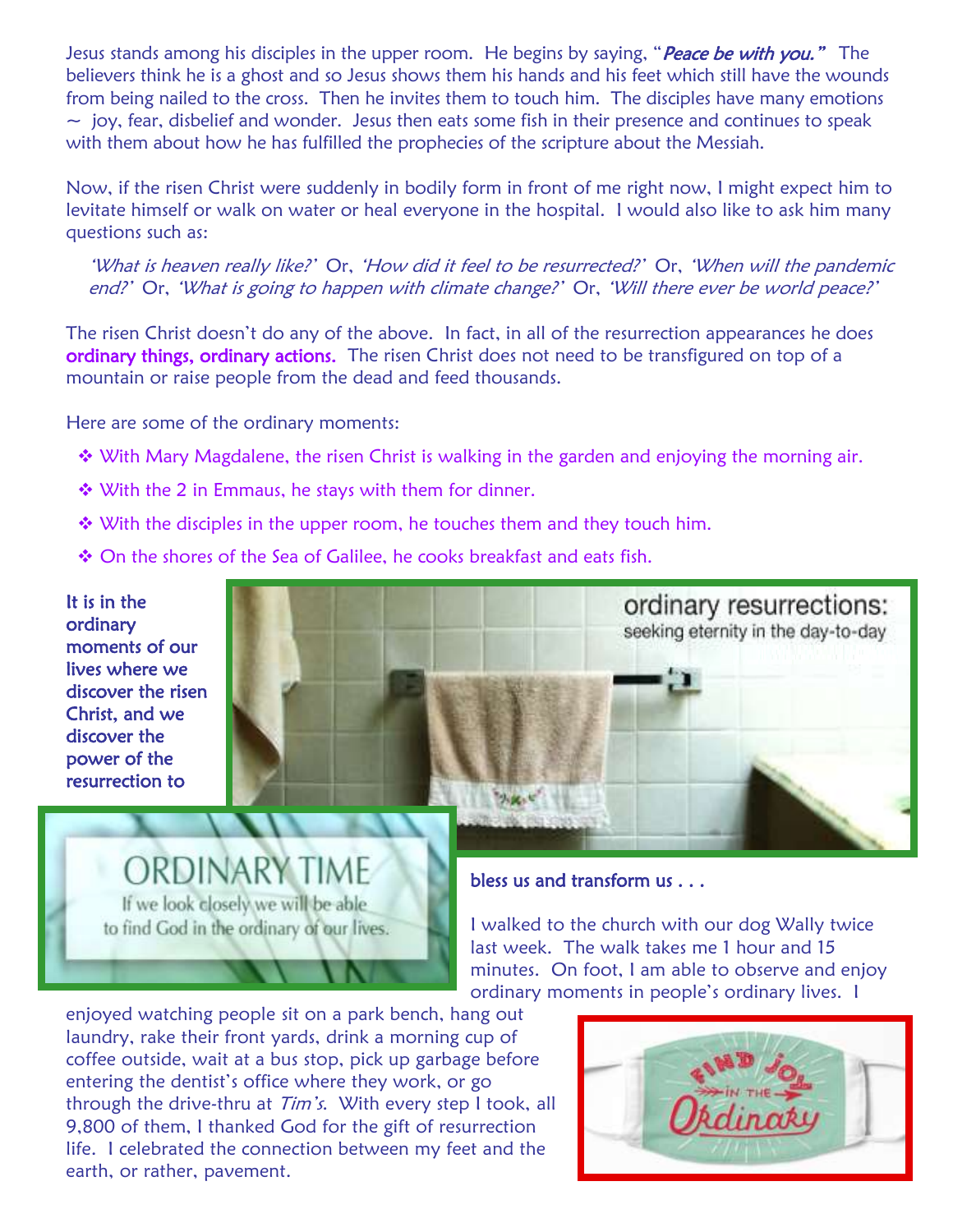Jesus stands among his disciples in the upper room. He begins by saying, "*Peace be with you."* The believers think he is a ghost and so Jesus shows them his hands and his feet which still have the wounds from being nailed to the cross. Then he invites them to touch him. The disciples have many emotions ~ joy, fear, disbelief and wonder. Jesus then eats some fish in their presence and continues to speak with them about how he has fulfilled the prophecies of the scripture about the Messiah.

Now, if the risen Christ were suddenly in bodily form in front of me right now, I might expect him to levitate himself or walk on water or heal everyone in the hospital. I would also like to ask him many questions such as:

> *'What is heaven really like?'* Or, *'How did it feel to be resurrected?'* Or, *'When will the pandemic end?'* Or, *'What is going to happen with climate change?'* Or, *'Will there ever be world peace?'*

The risen Christ doesn't do any of the above. In fact, in all of the resurrection appearances he does **ordinary things, ordinary actions.** The risen Christ does not need to be transfigured on top of a mountain or raise people from the dead and feed thousands.

Here are some of the ordinary moments:

- With Mary Magdalene, the risen Christ is walking in the garden and enjoying the morning air.
- With the 2 in Emmaus, he stays with them for dinner.
- With the disciples in the upper room, he touches them and they touch him.
- On the shores of the Sea of Galilee, he cooks breakfast and eats fish.

**It is in the ordinary moments of our lives where we discover the risen Christ, and we discover the power of the resurrection to bless us and transform us . . .**

ordinary resurrections:
seeking eternity in the day-to-day

ORDINARY TIME
If we look closely we will be able to find God in the ordinary of our lives.

I walked to the church with our dog Wally twice last week. The walk takes me 1 hour and 15 minutes. On foot, I am able to observe and enjoy ordinary moments in people's ordinary lives. I enjoyed watching people sit on a park bench, hang out laundry, rake their front yards, drink a morning cup of coffee outside, wait at a bus stop, pick up garbage before entering the dentist's office where they work, or go through the drive-thru at *Tim's*. With every step I took, all 9,800 of them, I thanked God for the gift of resurrection life. I celebrated the connection between my feet and the earth, or rather, pavement.

FIND JOY IN THE Ordinary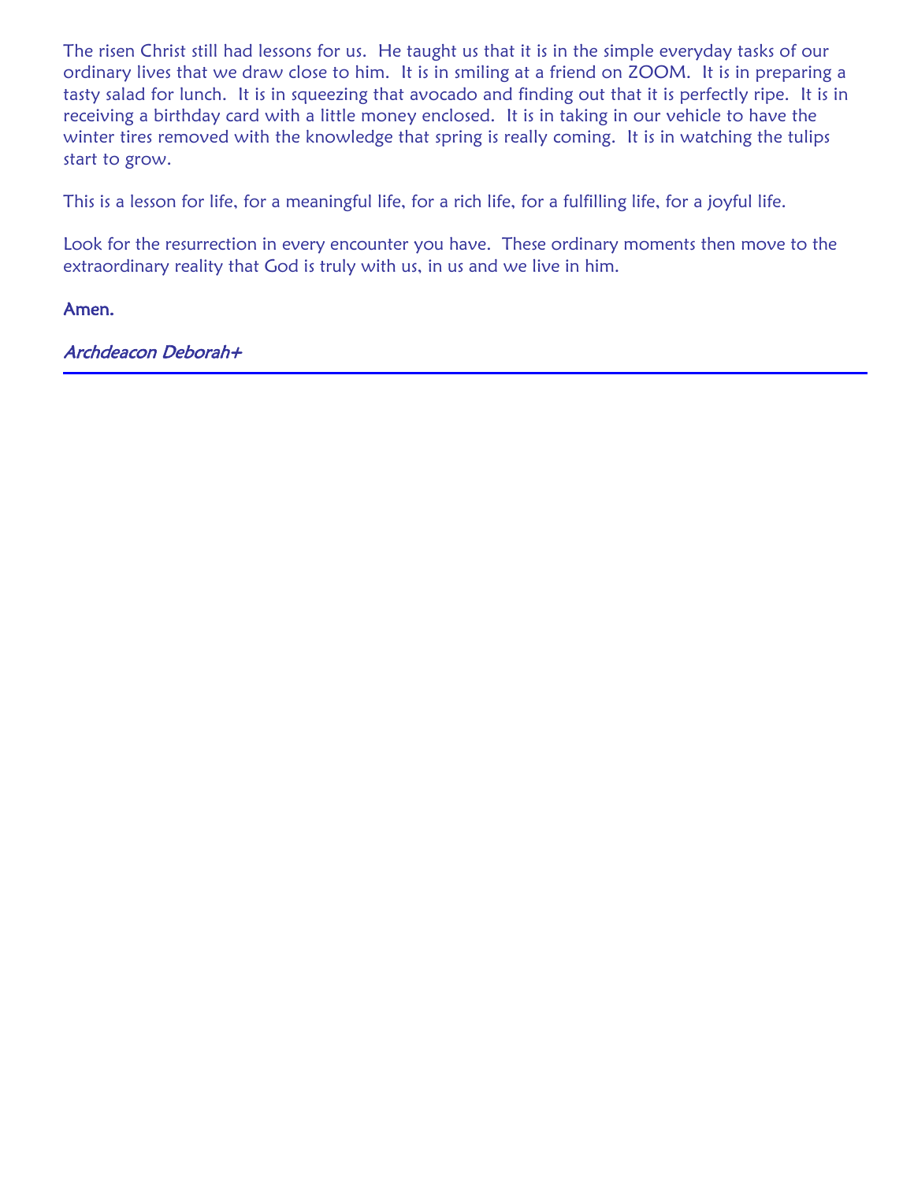The risen Christ still had lessons for us. He taught us that it is in the simple everyday tasks of our ordinary lives that we draw close to him. It is in smiling at a friend on ZOOM. It is in preparing a tasty salad for lunch. It is in squeezing that avocado and finding out that it is perfectly ripe. It is in receiving a birthday card with a little money enclosed. It is in taking in our vehicle to have the winter tires removed with the knowledge that spring is really coming. It is in watching the tulips start to grow.

This is a lesson for life, for a meaningful life, for a rich life, for a fulfilling life, for a joyful life.

Look for the resurrection in every encounter you have. These ordinary moments then move to the extraordinary reality that God is truly with us, in us and we live in him.

Amen.

*Archdeacon Deborah+*